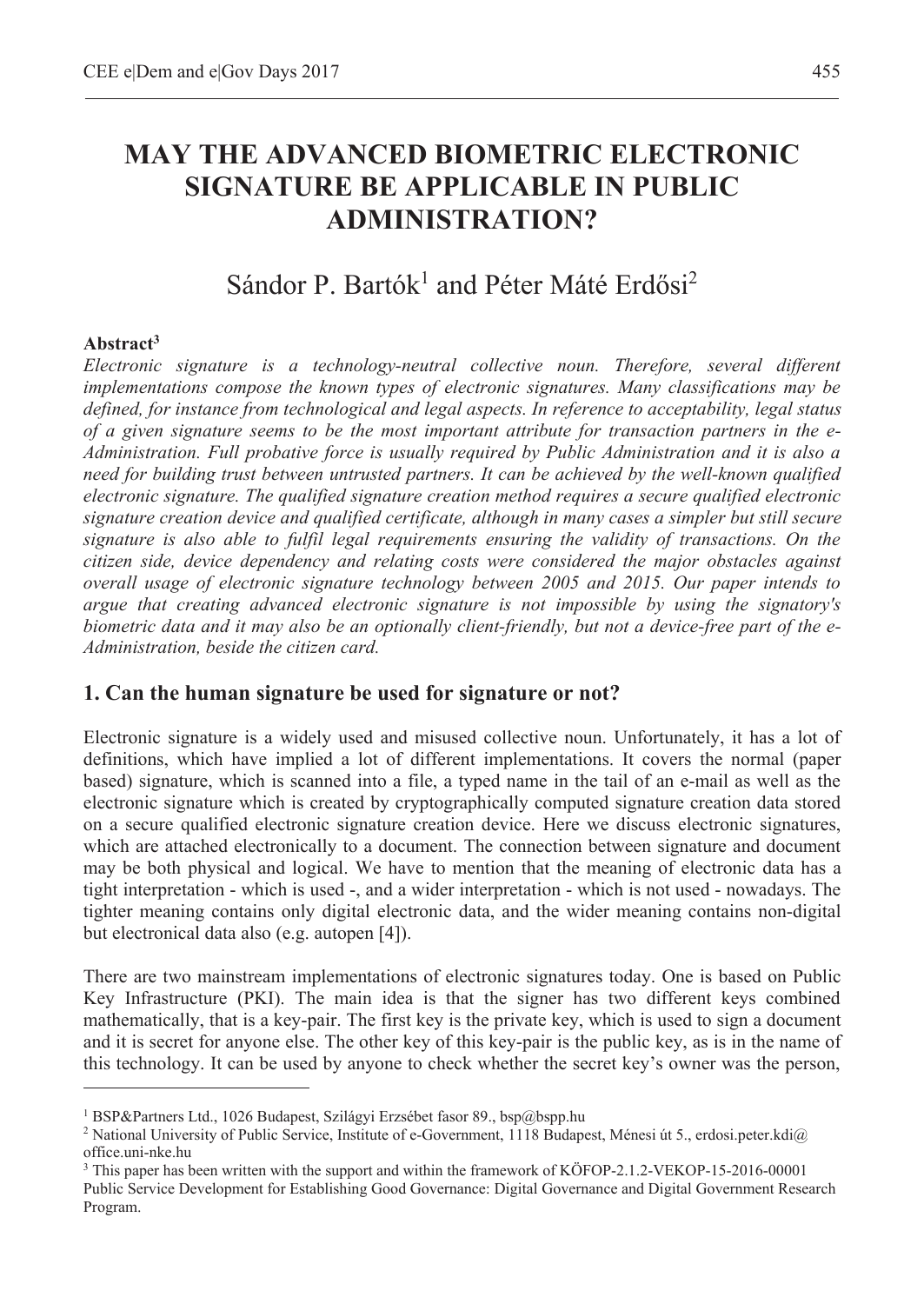# MAY THE ADVANCED BIOMETRIC ELECTRONIC SIGNATURE BE APPLICABLE IN PUBLIC ADMINISTRATION?

Sándor P. Bartók[1] and Péter Máté Erdősi[2]

**Abstract[3]**

*Electronic signature is a technology-neutral collective noun. Therefore, several different implementations compose the known types of electronic signatures. Many classifications may be defined, for instance from technological and legal aspects. In reference to acceptability, legal status of a given signature seems to be the most important attribute for transaction partners in the e-Administration. Full probative force is usually required by Public Administration and it is also a need for building trust between untrusted partners. It can be achieved by the well-known qualified electronic signature. The qualified signature creation method requires a secure qualified electronic signature creation device and qualified certificate, although in many cases a simpler but still secure signature is also able to fulfil legal requirements ensuring the validity of transactions. On the citizen side, device dependency and relating costs were considered the major obstacles against overall usage of electronic signature technology between 2005 and 2015. Our paper intends to argue that creating advanced electronic signature is not impossible by using the signatory's biometric data and it may also be an optionally client-friendly, but not a device-free part of the e-Administration, beside the citizen card.*

## 1. Can the human signature be used for signature or not?

Electronic signature is a widely used and misused collective noun. Unfortunately, it has a lot of definitions, which have implied a lot of different implementations. It covers the normal (paper based) signature, which is scanned into a file, a typed name in the tail of an e-mail as well as the electronic signature which is created by cryptographically computed signature creation data stored on a secure qualified electronic signature creation device. Here we discuss electronic signatures, which are attached electronically to a document. The connection between signature and document may be both physical and logical. We have to mention that the meaning of electronic data has a tight interpretation - which is used -, and a wider interpretation - which is not used - nowadays. The tighter meaning contains only digital electronic data, and the wider meaning contains non-digital but electronical data also (e.g. autopen [4]).

There are two mainstream implementations of electronic signatures today. One is based on Public Key Infrastructure (PKI). The main idea is that the signer has two different keys combined mathematically, that is a key-pair. The first key is the private key, which is used to sign a document and it is secret for anyone else. The other key of this key-pair is the public key, as is in the name of this technology. It can be used by anyone to check whether the secret key's owner was the person,

---

[1] BSP&Partners Ltd., 1026 Budapest, Szilágyi Erzsébet fasor 89., bsp@bspp.hu

[2] National University of Public Service, Institute of e-Government, 1118 Budapest, Ménesi út 5., erdosi.peter.kdi@office.uni-nke.hu

[3] This paper has been written with the support and within the framework of KÖFOP-2.1.2-VEKOP-15-2016-00001 Public Service Development for Establishing Good Governance: Digital Governance and Digital Government Research Program.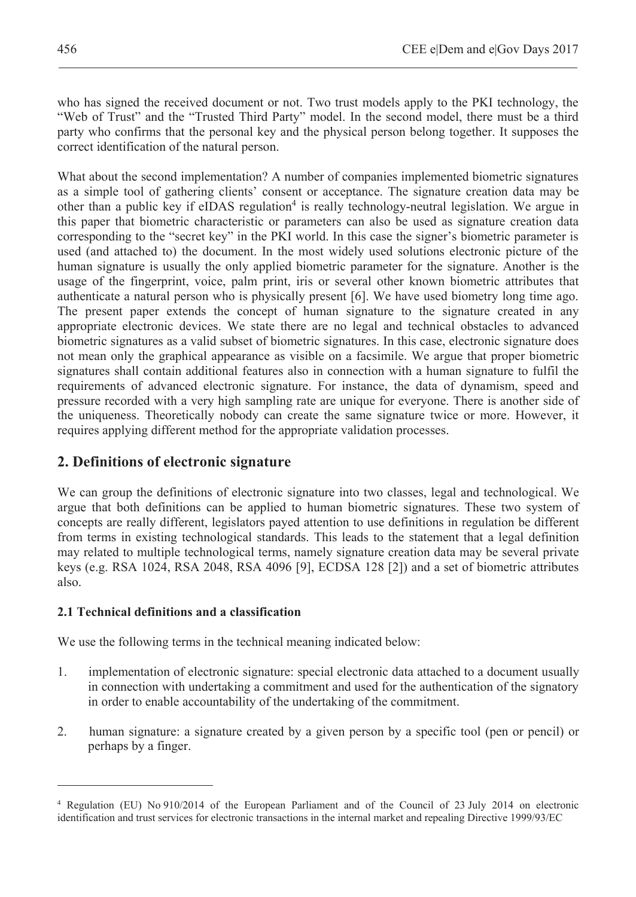who has signed the received document or not. Two trust models apply to the PKI technology, the "Web of Trust" and the "Trusted Third Party" model. In the second model, there must be a third party who confirms that the personal key and the physical person belong together. It supposes the correct identification of the natural person.

What about the second implementation? A number of companies implemented biometric signatures as a simple tool of gathering clients' consent or acceptance. The signature creation data may be other than a public key if eIDAS regulation[4] is really technology-neutral legislation. We argue in this paper that biometric characteristic or parameters can also be used as signature creation data corresponding to the "secret key" in the PKI world. In this case the signer's biometric parameter is used (and attached to) the document. In the most widely used solutions electronic picture of the human signature is usually the only applied biometric parameter for the signature. Another is the usage of the fingerprint, voice, palm print, iris or several other known biometric attributes that authenticate a natural person who is physically present [6]. We have used biometry long time ago. The present paper extends the concept of human signature to the signature created in any appropriate electronic devices. We state there are no legal and technical obstacles to advanced biometric signatures as a valid subset of biometric signatures. In this case, electronic signature does not mean only the graphical appearance as visible on a facsimile. We argue that proper biometric signatures shall contain additional features also in connection with a human signature to fulfil the requirements of advanced electronic signature. For instance, the data of dynamism, speed and pressure recorded with a very high sampling rate are unique for everyone. There is another side of the uniqueness. Theoretically nobody can create the same signature twice or more. However, it requires applying different method for the appropriate validation processes.

## 2. Definitions of electronic signature

We can group the definitions of electronic signature into two classes, legal and technological. We argue that both definitions can be applied to human biometric signatures. These two system of concepts are really different, legislators payed attention to use definitions in regulation be different from terms in existing technological standards. This leads to the statement that a legal definition may related to multiple technological terms, namely signature creation data may be several private keys (e.g. RSA 1024, RSA 2048, RSA 4096 [9], ECDSA 128 [2]) and a set of biometric attributes also.

### 2.1 Technical definitions and a classification

We use the following terms in the technical meaning indicated below:

1. implementation of electronic signature: special electronic data attached to a document usually in connection with undertaking a commitment and used for the authentication of the signatory in order to enable accountability of the undertaking of the commitment.

2. human signature: a signature created by a given person by a specific tool (pen or pencil) or perhaps by a finger.

[4] Regulation (EU) No 910/2014 of the European Parliament and of the Council of 23 July 2014 on electronic identification and trust services for electronic transactions in the internal market and repealing Directive 1999/93/EC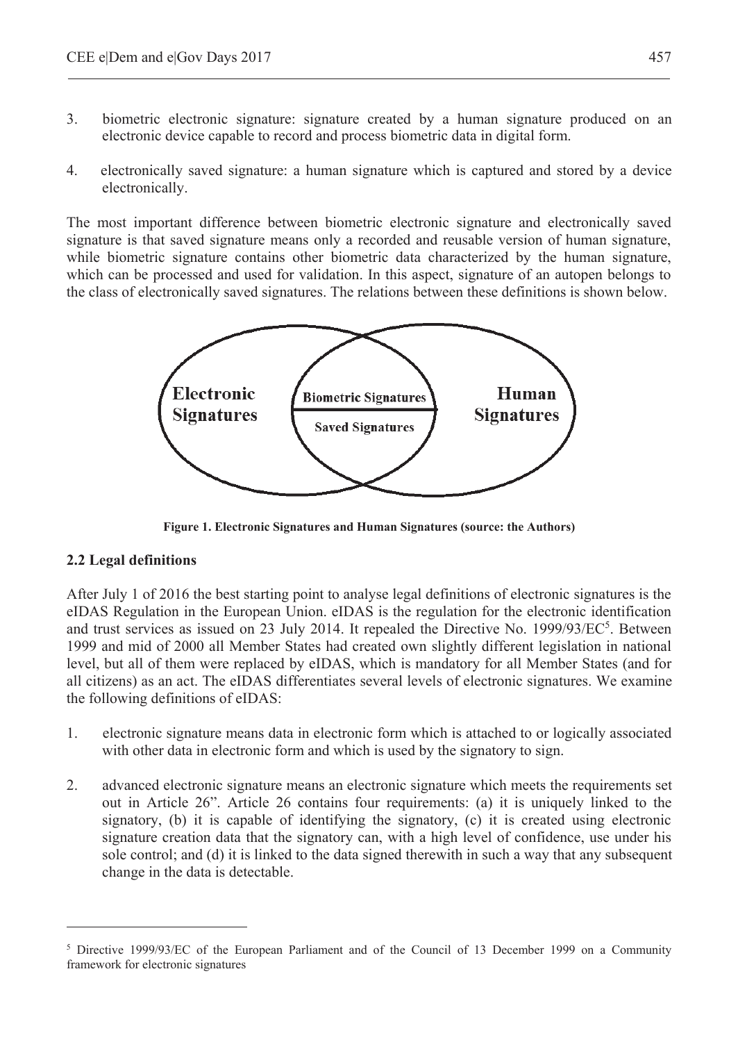3. biometric electronic signature: signature created by a human signature produced on an electronic device capable to record and process biometric data in digital form.

4. electronically saved signature: a human signature which is captured and stored by a device electronically.

The most important difference between biometric electronic signature and electronically saved signature is that saved signature means only a recorded and reusable version of human signature, while biometric signature contains other biometric data characterized by the human signature, which can be processed and used for validation. In this aspect, signature of an autopen belongs to the class of electronically saved signatures. The relations between these definitions is shown below.

Electronic Signatures | Biometric Signatures | Saved Signatures | Human Signatures

**Figure 1. Electronic Signatures and Human Signatures (source: the Authors)**

### 2.2 Legal definitions

After July 1 of 2016 the best starting point to analyse legal definitions of electronic signatures is the eIDAS Regulation in the European Union. eIDAS is the regulation for the electronic identification and trust services as issued on 23 July 2014. It repealed the Directive No. 1999/93/EC[5]. Between 1999 and mid of 2000 all Member States had created own slightly different legislation in national level, but all of them were replaced by eIDAS, which is mandatory for all Member States (and for all citizens) as an act. The eIDAS differentiates several levels of electronic signatures. We examine the following definitions of eIDAS:

1. electronic signature means data in electronic form which is attached to or logically associated with other data in electronic form and which is used by the signatory to sign.

2. advanced electronic signature means an electronic signature which meets the requirements set out in Article 26". Article 26 contains four requirements: (a) it is uniquely linked to the signatory, (b) it is capable of identifying the signatory, (c) it is created using electronic signature creation data that the signatory can, with a high level of confidence, use under his sole control; and (d) it is linked to the data signed therewith in such a way that any subsequent change in the data is detectable.

---

[5] Directive 1999/93/EC of the European Parliament and of the Council of 13 December 1999 on a Community framework for electronic signatures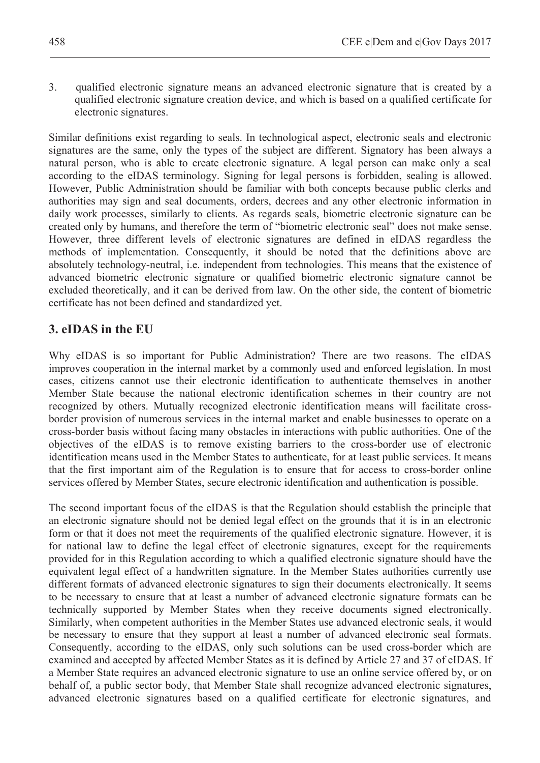3. qualified electronic signature means an advanced electronic signature that is created by a qualified electronic signature creation device, and which is based on a qualified certificate for electronic signatures.

Similar definitions exist regarding to seals. In technological aspect, electronic seals and electronic signatures are the same, only the types of the subject are different. Signatory has been always a natural person, who is able to create electronic signature. A legal person can make only a seal according to the eIDAS terminology. Signing for legal persons is forbidden, sealing is allowed. However, Public Administration should be familiar with both concepts because public clerks and authorities may sign and seal documents, orders, decrees and any other electronic information in daily work processes, similarly to clients. As regards seals, biometric electronic signature can be created only by humans, and therefore the term of "biometric electronic seal" does not make sense. However, three different levels of electronic signatures are defined in eIDAS regardless the methods of implementation. Consequently, it should be noted that the definitions above are absolutely technology-neutral, i.e. independent from technologies. This means that the existence of advanced biometric electronic signature or qualified biometric electronic signature cannot be excluded theoretically, and it can be derived from law. On the other side, the content of biometric certificate has not been defined and standardized yet.

## 3. eIDAS in the EU

Why eIDAS is so important for Public Administration? There are two reasons. The eIDAS improves cooperation in the internal market by a commonly used and enforced legislation. In most cases, citizens cannot use their electronic identification to authenticate themselves in another Member State because the national electronic identification schemes in their country are not recognized by others. Mutually recognized electronic identification means will facilitate cross-border provision of numerous services in the internal market and enable businesses to operate on a cross-border basis without facing many obstacles in interactions with public authorities. One of the objectives of the eIDAS is to remove existing barriers to the cross-border use of electronic identification means used in the Member States to authenticate, for at least public services. It means that the first important aim of the Regulation is to ensure that for access to cross-border online services offered by Member States, secure electronic identification and authentication is possible.

The second important focus of the eIDAS is that the Regulation should establish the principle that an electronic signature should not be denied legal effect on the grounds that it is in an electronic form or that it does not meet the requirements of the qualified electronic signature. However, it is for national law to define the legal effect of electronic signatures, except for the requirements provided for in this Regulation according to which a qualified electronic signature should have the equivalent legal effect of a handwritten signature. In the Member States authorities currently use different formats of advanced electronic signatures to sign their documents electronically. It seems to be necessary to ensure that at least a number of advanced electronic signature formats can be technically supported by Member States when they receive documents signed electronically. Similarly, when competent authorities in the Member States use advanced electronic seals, it would be necessary to ensure that they support at least a number of advanced electronic seal formats. Consequently, according to the eIDAS, only such solutions can be used cross-border which are examined and accepted by affected Member States as it is defined by Article 27 and 37 of eIDAS. If a Member State requires an advanced electronic signature to use an online service offered by, or on behalf of, a public sector body, that Member State shall recognize advanced electronic signatures, advanced electronic signatures based on a qualified certificate for electronic signatures, and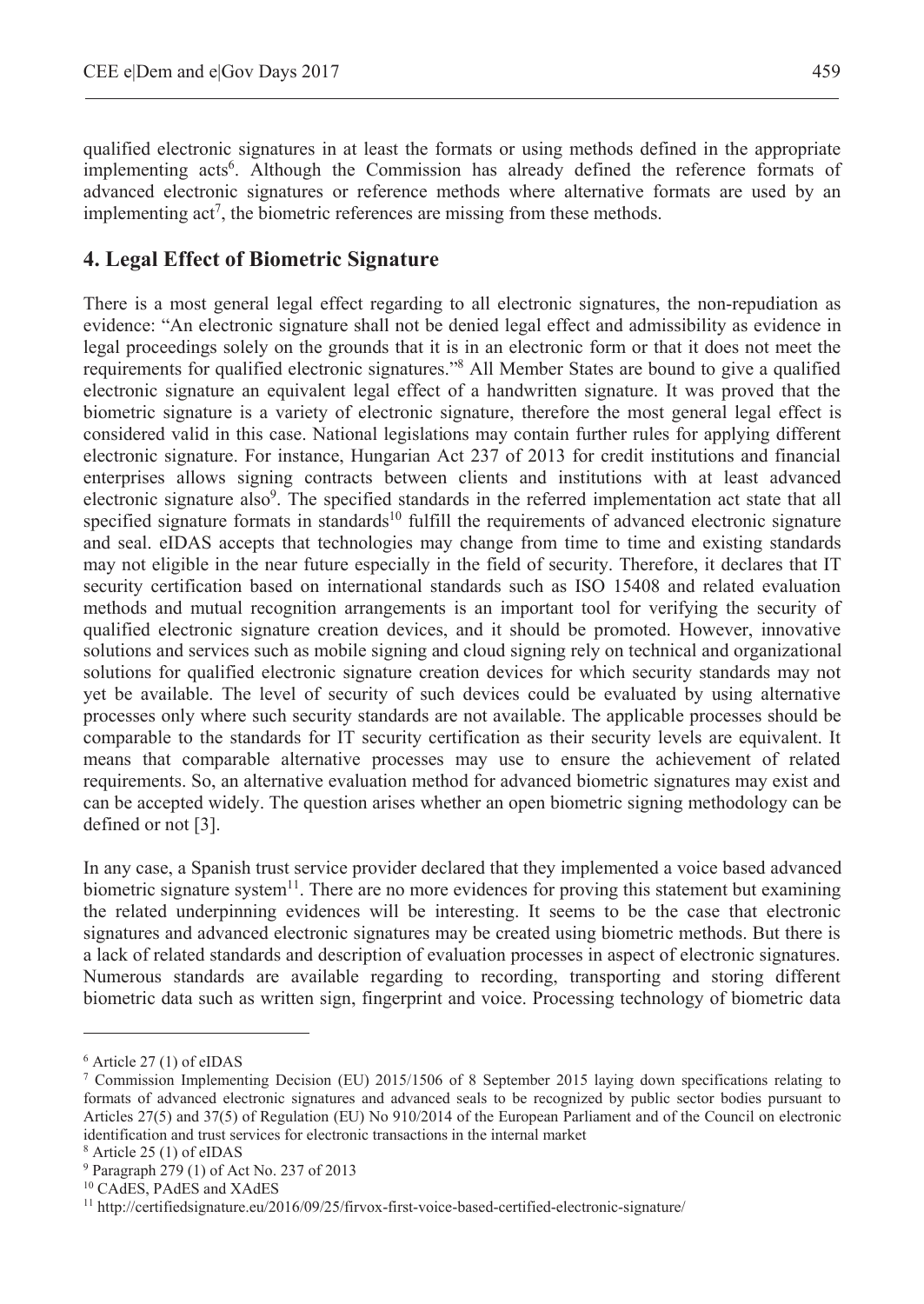qualified electronic signatures in at least the formats or using methods defined in the appropriate implementing acts[6]. Although the Commission has already defined the reference formats of advanced electronic signatures or reference methods where alternative formats are used by an implementing act[7], the biometric references are missing from these methods.

## 4. Legal Effect of Biometric Signature

There is a most general legal effect regarding to all electronic signatures, the non-repudiation as evidence: "An electronic signature shall not be denied legal effect and admissibility as evidence in legal proceedings solely on the grounds that it is in an electronic form or that it does not meet the requirements for qualified electronic signatures."[8] All Member States are bound to give a qualified electronic signature an equivalent legal effect of a handwritten signature. It was proved that the biometric signature is a variety of electronic signature, therefore the most general legal effect is considered valid in this case. National legislations may contain further rules for applying different electronic signature. For instance, Hungarian Act 237 of 2013 for credit institutions and financial enterprises allows signing contracts between clients and institutions with at least advanced electronic signature also[9]. The specified standards in the referred implementation act state that all specified signature formats in standards[10] fulfill the requirements of advanced electronic signature and seal. eIDAS accepts that technologies may change from time to time and existing standards may not eligible in the near future especially in the field of security. Therefore, it declares that IT security certification based on international standards such as ISO 15408 and related evaluation methods and mutual recognition arrangements is an important tool for verifying the security of qualified electronic signature creation devices, and it should be promoted. However, innovative solutions and services such as mobile signing and cloud signing rely on technical and organizational solutions for qualified electronic signature creation devices for which security standards may not yet be available. The level of security of such devices could be evaluated by using alternative processes only where such security standards are not available. The applicable processes should be comparable to the standards for IT security certification as their security levels are equivalent. It means that comparable alternative processes may use to ensure the achievement of related requirements. So, an alternative evaluation method for advanced biometric signatures may exist and can be accepted widely. The question arises whether an open biometric signing methodology can be defined or not [3].

In any case, a Spanish trust service provider declared that they implemented a voice based advanced biometric signature system[11]. There are no more evidences for proving this statement but examining the related underpinning evidences will be interesting. It seems to be the case that electronic signatures and advanced electronic signatures may be created using biometric methods. But there is a lack of related standards and description of evaluation processes in aspect of electronic signatures. Numerous standards are available regarding to recording, transporting and storing different biometric data such as written sign, fingerprint and voice. Processing technology of biometric data

---

[6] Article 27 (1) of eIDAS

[7] Commission Implementing Decision (EU) 2015/1506 of 8 September 2015 laying down specifications relating to formats of advanced electronic signatures and advanced seals to be recognized by public sector bodies pursuant to Articles 27(5) and 37(5) of Regulation (EU) No 910/2014 of the European Parliament and of the Council on electronic identification and trust services for electronic transactions in the internal market

[8] Article 25 (1) of eIDAS

[9] Paragraph 279 (1) of Act No. 237 of 2013

[10] CAdES, PAdES and XAdES

[11] http://certifiedsignature.eu/2016/09/25/firvox-first-voice-based-certified-electronic-signature/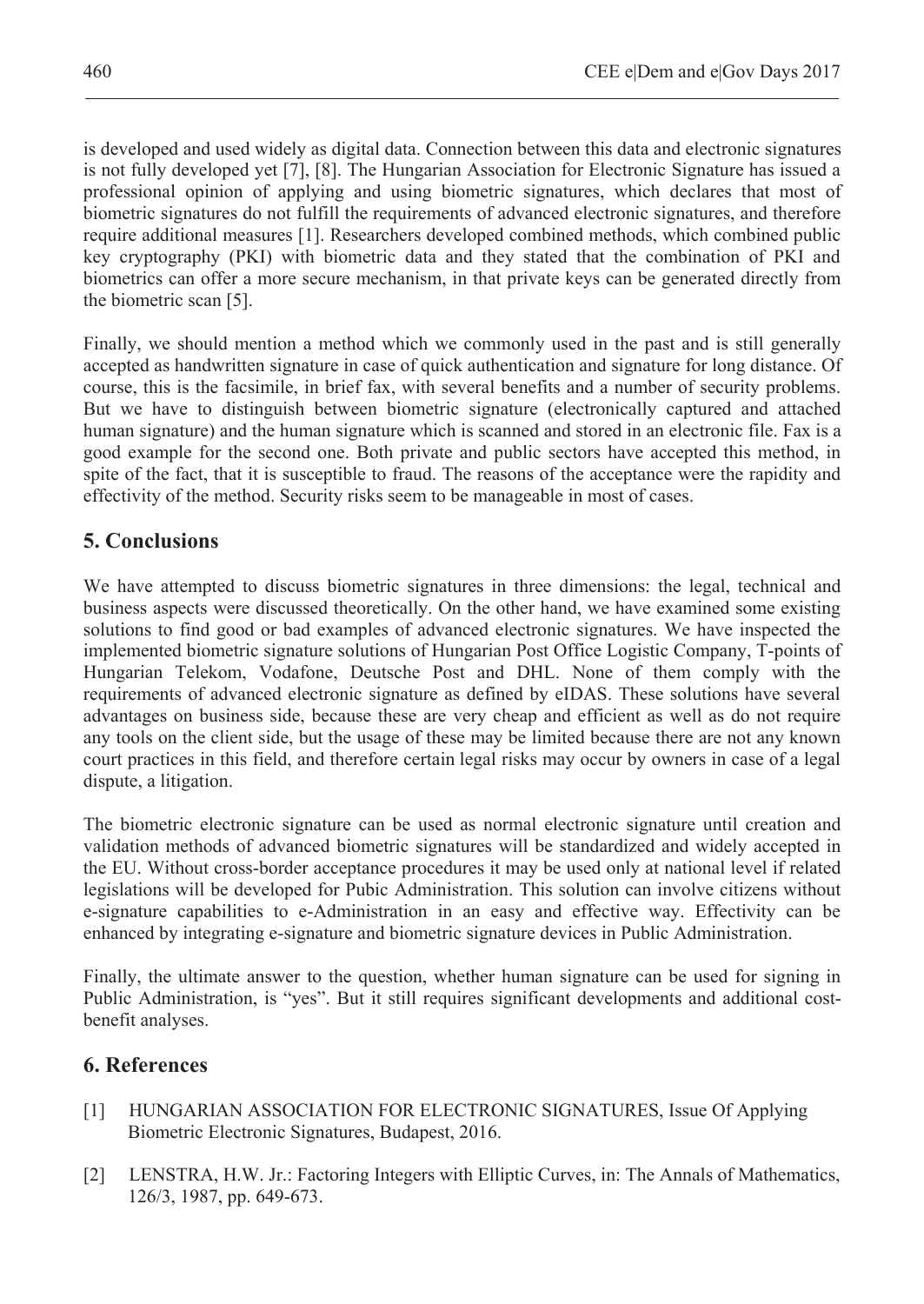is developed and used widely as digital data. Connection between this data and electronic signatures is not fully developed yet [7], [8]. The Hungarian Association for Electronic Signature has issued a professional opinion of applying and using biometric signatures, which declares that most of biometric signatures do not fulfill the requirements of advanced electronic signatures, and therefore require additional measures [1]. Researchers developed combined methods, which combined public key cryptography (PKI) with biometric data and they stated that the combination of PKI and biometrics can offer a more secure mechanism, in that private keys can be generated directly from the biometric scan [5].

Finally, we should mention a method which we commonly used in the past and is still generally accepted as handwritten signature in case of quick authentication and signature for long distance. Of course, this is the facsimile, in brief fax, with several benefits and a number of security problems. But we have to distinguish between biometric signature (electronically captured and attached human signature) and the human signature which is scanned and stored in an electronic file. Fax is a good example for the second one. Both private and public sectors have accepted this method, in spite of the fact, that it is susceptible to fraud. The reasons of the acceptance were the rapidity and effectivity of the method. Security risks seem to be manageable in most of cases.

## 5. Conclusions

We have attempted to discuss biometric signatures in three dimensions: the legal, technical and business aspects were discussed theoretically. On the other hand, we have examined some existing solutions to find good or bad examples of advanced electronic signatures. We have inspected the implemented biometric signature solutions of Hungarian Post Office Logistic Company, T-points of Hungarian Telekom, Vodafone, Deutsche Post and DHL. None of them comply with the requirements of advanced electronic signature as defined by eIDAS. These solutions have several advantages on business side, because these are very cheap and efficient as well as do not require any tools on the client side, but the usage of these may be limited because there are not any known court practices in this field, and therefore certain legal risks may occur by owners in case of a legal dispute, a litigation.

The biometric electronic signature can be used as normal electronic signature until creation and validation methods of advanced biometric signatures will be standardized and widely accepted in the EU. Without cross-border acceptance procedures it may be used only at national level if related legislations will be developed for Pubic Administration. This solution can involve citizens without e-signature capabilities to e-Administration in an easy and effective way. Effectivity can be enhanced by integrating e-signature and biometric signature devices in Public Administration.

Finally, the ultimate answer to the question, whether human signature can be used for signing in Public Administration, is "yes". But it still requires significant developments and additional cost-benefit analyses.

## 6. References

[1] HUNGARIAN ASSOCIATION FOR ELECTRONIC SIGNATURES, Issue Of Applying Biometric Electronic Signatures, Budapest, 2016.

[2] LENSTRA, H.W. Jr.: Factoring Integers with Elliptic Curves, in: The Annals of Mathematics, 126/3, 1987, pp. 649-673.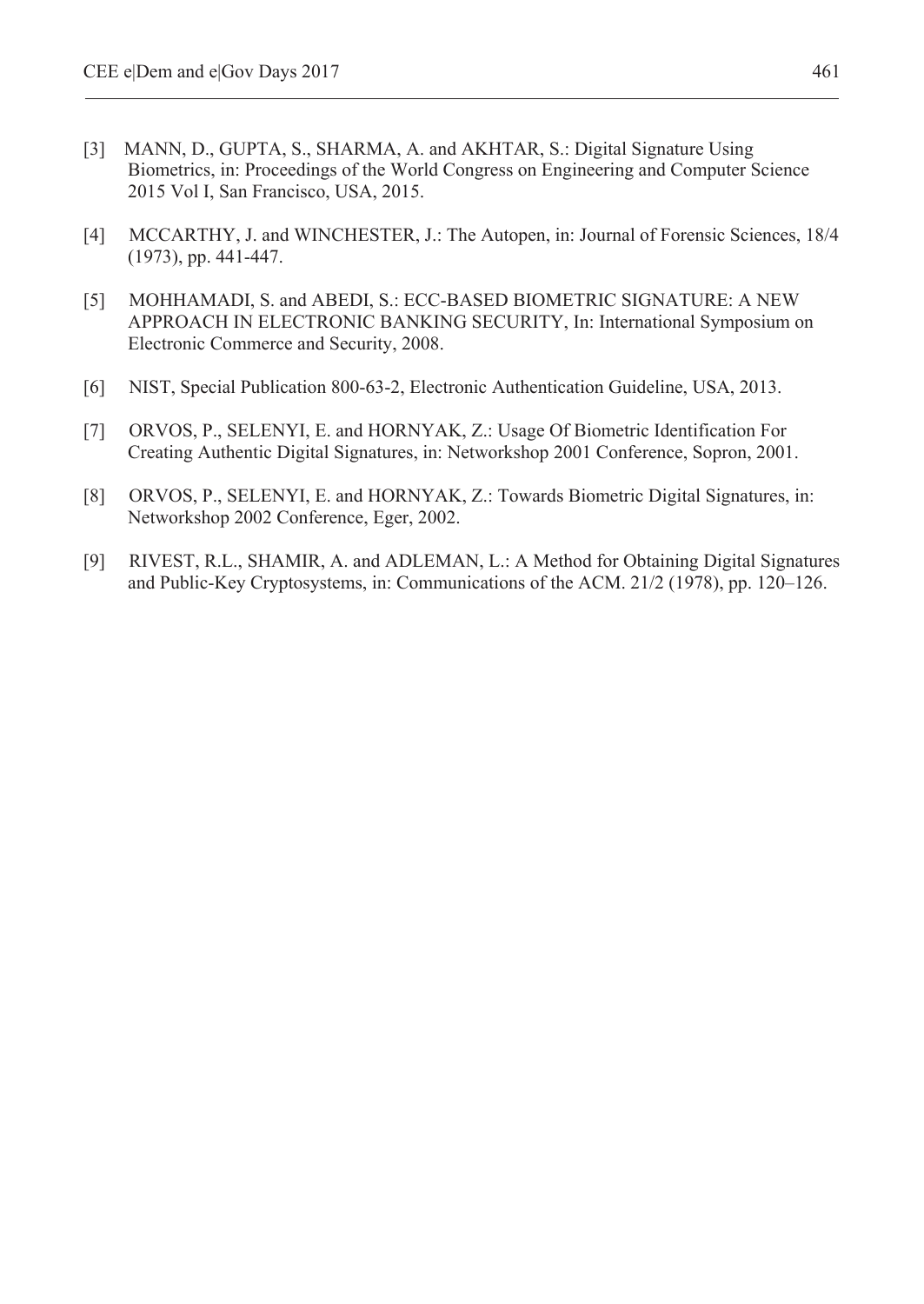[3] MANN, D., GUPTA, S., SHARMA, A. and AKHTAR, S.: Digital Signature Using Biometrics, in: Proceedings of the World Congress on Engineering and Computer Science 2015 Vol I, San Francisco, USA, 2015.

[4] MCCARTHY, J. and WINCHESTER, J.: The Autopen, in: Journal of Forensic Sciences, 18/4 (1973), pp. 441-447.

[5] MOHHAMADI, S. and ABEDI, S.: ECC-BASED BIOMETRIC SIGNATURE: A NEW APPROACH IN ELECTRONIC BANKING SECURITY, In: International Symposium on Electronic Commerce and Security, 2008.

[6] NIST, Special Publication 800-63-2, Electronic Authentication Guideline, USA, 2013.

[7] ORVOS, P., SELENYI, E. and HORNYAK, Z.: Usage Of Biometric Identification For Creating Authentic Digital Signatures, in: Networkshop 2001 Conference, Sopron, 2001.

[8] ORVOS, P., SELENYI, E. and HORNYAK, Z.: Towards Biometric Digital Signatures, in: Networkshop 2002 Conference, Eger, 2002.

[9] RIVEST, R.L., SHAMIR, A. and ADLEMAN, L.: A Method for Obtaining Digital Signatures and Public-Key Cryptosystems, in: Communications of the ACM. 21/2 (1978), pp. 120–126.